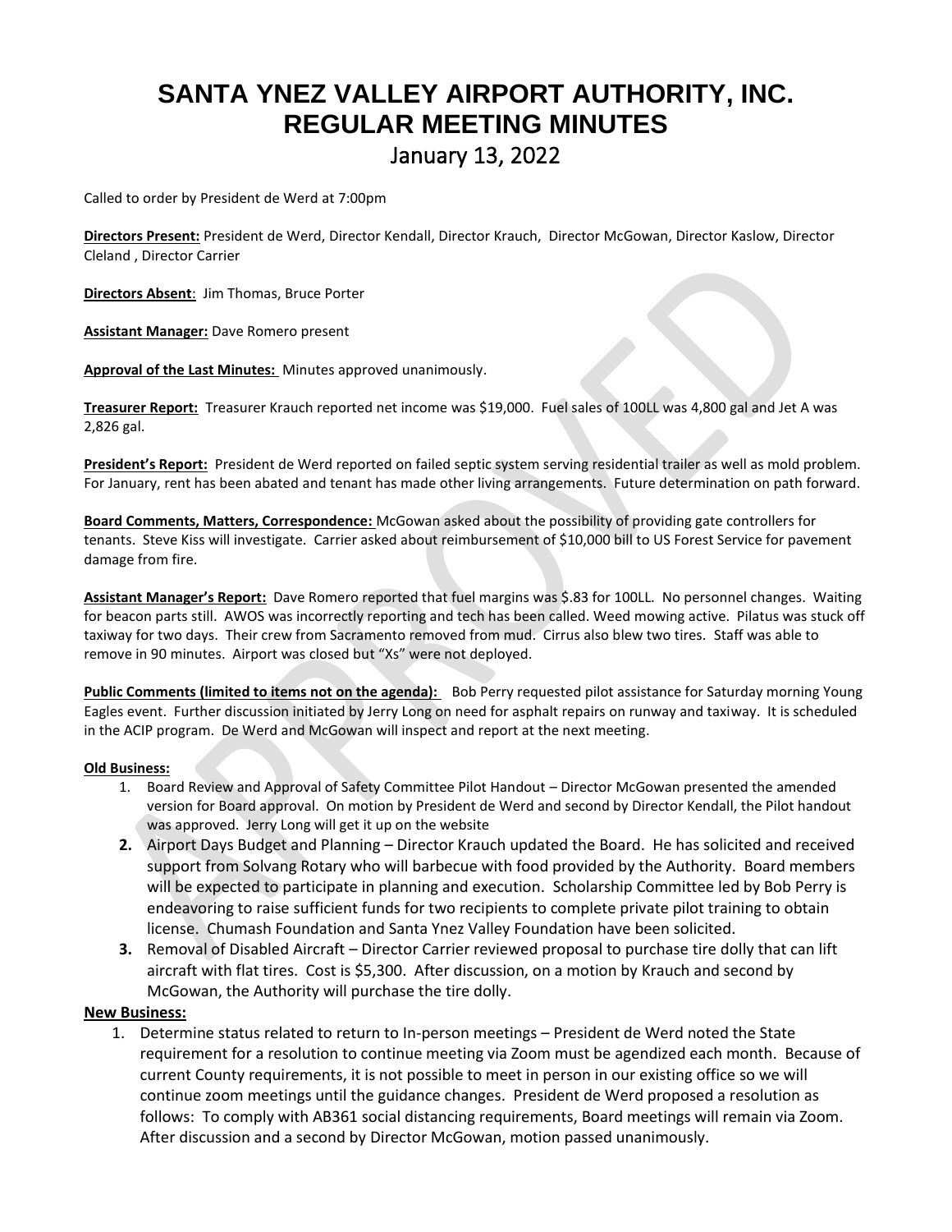# SANTA YNEZ VALLEY AIRPORT AUTHORITY, INC.
# REGULAR MEETING MINUTES
## January 13, 2022

Called to order by President de Werd at 7:00pm

**Directors Present:** President de Werd, Director Kendall, Director Krauch, Director McGowan, Director Kaslow, Director Cleland , Director Carrier

**Directors Absent**: Jim Thomas, Bruce Porter

**Assistant Manager:** Dave Romero present

**Approval of the Last Minutes:** Minutes approved unanimously.

**Treasurer Report:** Treasurer Krauch reported net income was $19,000. Fuel sales of 100LL was 4,800 gal and Jet A was 2,826 gal.

**President's Report:** President de Werd reported on failed septic system serving residential trailer as well as mold problem. For January, rent has been abated and tenant has made other living arrangements. Future determination on path forward.

**Board Comments, Matters, Correspondence:** McGowan asked about the possibility of providing gate controllers for tenants. Steve Kiss will investigate. Carrier asked about reimbursement of $10,000 bill to US Forest Service for pavement damage from fire.

**Assistant Manager's Report:** Dave Romero reported that fuel margins was $.83 for 100LL. No personnel changes. Waiting for beacon parts still. AWOS was incorrectly reporting and tech has been called. Weed mowing active. Pilatus was stuck off taxiway for two days. Their crew from Sacramento removed from mud. Cirrus also blew two tires. Staff was able to remove in 90 minutes. Airport was closed but "Xs" were not deployed.

**Public Comments (limited to items not on the agenda):** Bob Perry requested pilot assistance for Saturday morning Young Eagles event. Further discussion initiated by Jerry Long on need for asphalt repairs on runway and taxiway. It is scheduled in the ACIP program. De Werd and McGowan will inspect and report at the next meeting.

**Old Business:**

1. Board Review and Approval of Safety Committee Pilot Handout – Director McGowan presented the amended version for Board approval. On motion by President de Werd and second by Director Kendall, the Pilot handout was approved. Jerry Long will get it up on the website
2. Airport Days Budget and Planning – Director Krauch updated the Board. He has solicited and received support from Solvang Rotary who will barbecue with food provided by the Authority. Board members will be expected to participate in planning and execution. Scholarship Committee led by Bob Perry is endeavoring to raise sufficient funds for two recipients to complete private pilot training to obtain license. Chumash Foundation and Santa Ynez Valley Foundation have been solicited.
3. Removal of Disabled Aircraft – Director Carrier reviewed proposal to purchase tire dolly that can lift aircraft with flat tires. Cost is $5,300. After discussion, on a motion by Krauch and second by McGowan, the Authority will purchase the tire dolly.

**New Business:**

1. Determine status related to return to In-person meetings – President de Werd noted the State requirement for a resolution to continue meeting via Zoom must be agendized each month. Because of current County requirements, it is not possible to meet in person in our existing office so we will continue zoom meetings until the guidance changes. President de Werd proposed a resolution as follows: To comply with AB361 social distancing requirements, Board meetings will remain via Zoom. After discussion and a second by Director McGowan, motion passed unanimously.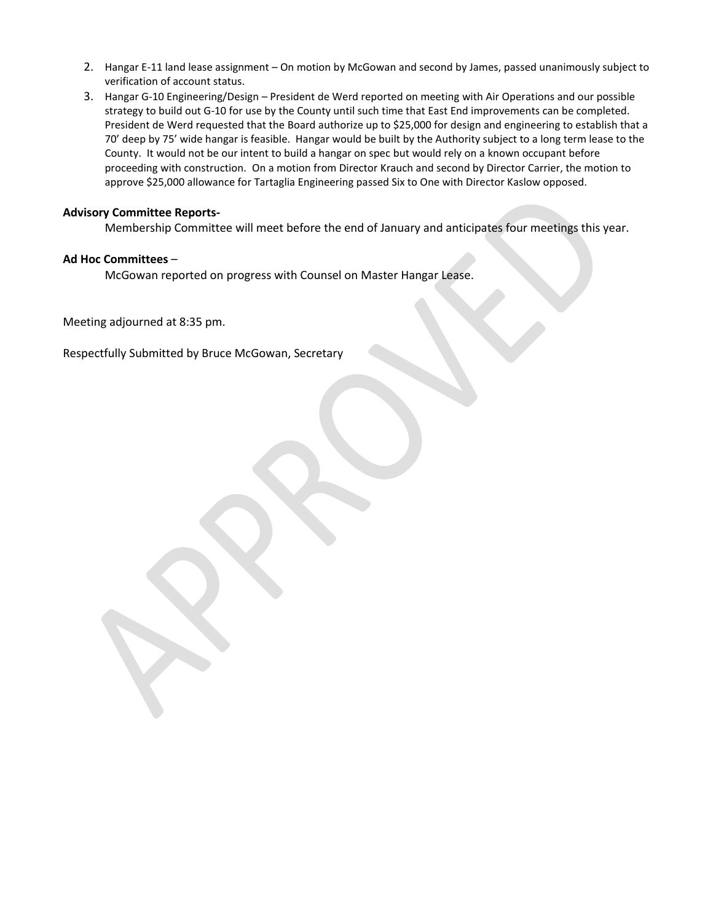2. Hangar E-11 land lease assignment – On motion by McGowan and second by James, passed unanimously subject to verification of account status.
3. Hangar G-10 Engineering/Design – President de Werd reported on meeting with Air Operations and our possible strategy to build out G-10 for use by the County until such time that East End improvements can be completed. President de Werd requested that the Board authorize up to $25,000 for design and engineering to establish that a 70' deep by 75' wide hangar is feasible. Hangar would be built by the Authority subject to a long term lease to the County. It would not be our intent to build a hangar on spec but would rely on a known occupant before proceeding with construction. On a motion from Director Krauch and second by Director Carrier, the motion to approve $25,000 allowance for Tartaglia Engineering passed Six to One with Director Kaslow opposed.

**Advisory Committee Reports-**

Membership Committee will meet before the end of January and anticipates four meetings this year.

**Ad Hoc Committees** –

McGowan reported on progress with Counsel on Master Hangar Lease.

Meeting adjourned at 8:35 pm.

Respectfully Submitted by Bruce McGowan, Secretary